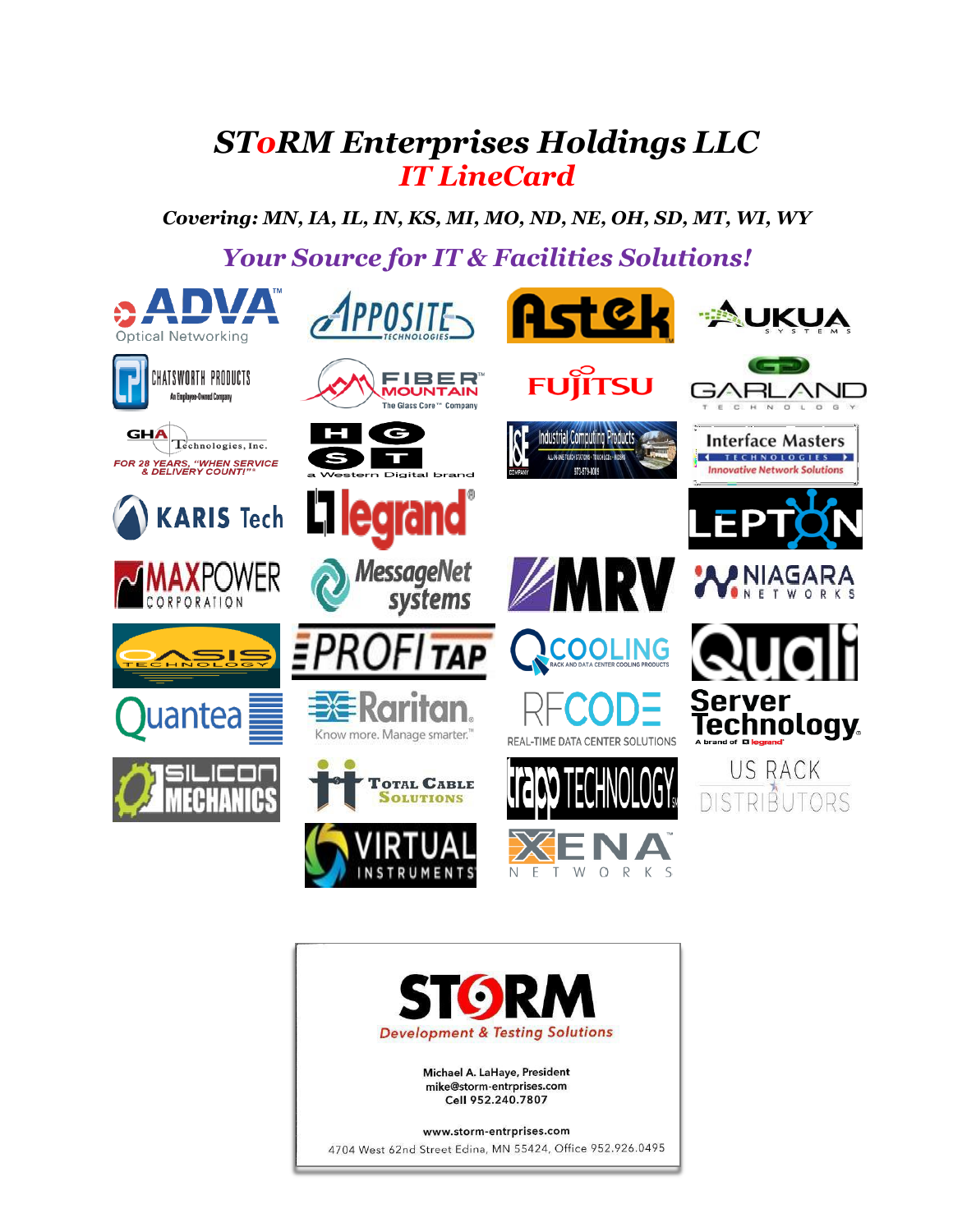# SToRM Enterprises Holdings LLC

## IT LineCard

***Covering: MN, IA, IL, IN, KS, MI, MO, ND, NE, OH, SD, MT, WI, WY***

***Your Source for IT & Facilities Solutions!***

ADVA Optical Networking

Apposite Technologies

Astek

Aukua Systems

Chatsworth Products — An Employee-Owned Company

Fiber Mountain — The Glass Core™ Company

Fujitsu

Garland Technology

GHA Technologies, Inc. — FOR 28 YEARS, "WHEN SERVICE & DELIVERY COUNT!"

HGST — a Western Digital brand

I&E Industrial Computing Products

Interface Masters Technologies — Innovative Network Solutions

KARIS Tech

legrand

LEPTON

MAXPOWER Corporation

MessageNet systems

MRV

Niagara Networks

Oasis Technology

PROFITAP

QCOOLING — Rack and Data Center Cooling Products

Quali

Quantea

Raritan — Know more. Manage smarter.™

RFCODE — Real-Time Data Center Solutions

Server Technology — A brand of legrand

Silicon Mechanics

Total Cable Solutions

Trapp Technology

US Rack Distributors

Virtual Instruments

Xena Networks

---

**STORM**

*Development & Testing Solutions*

**Michael A. LaHaye, President**
**mike@storm-entrprises.com**
**Cell 952.240.7807**

**www.storm-entrprises.com**

4704 West 62nd Street Edina, MN 55424, Office 952.926.0495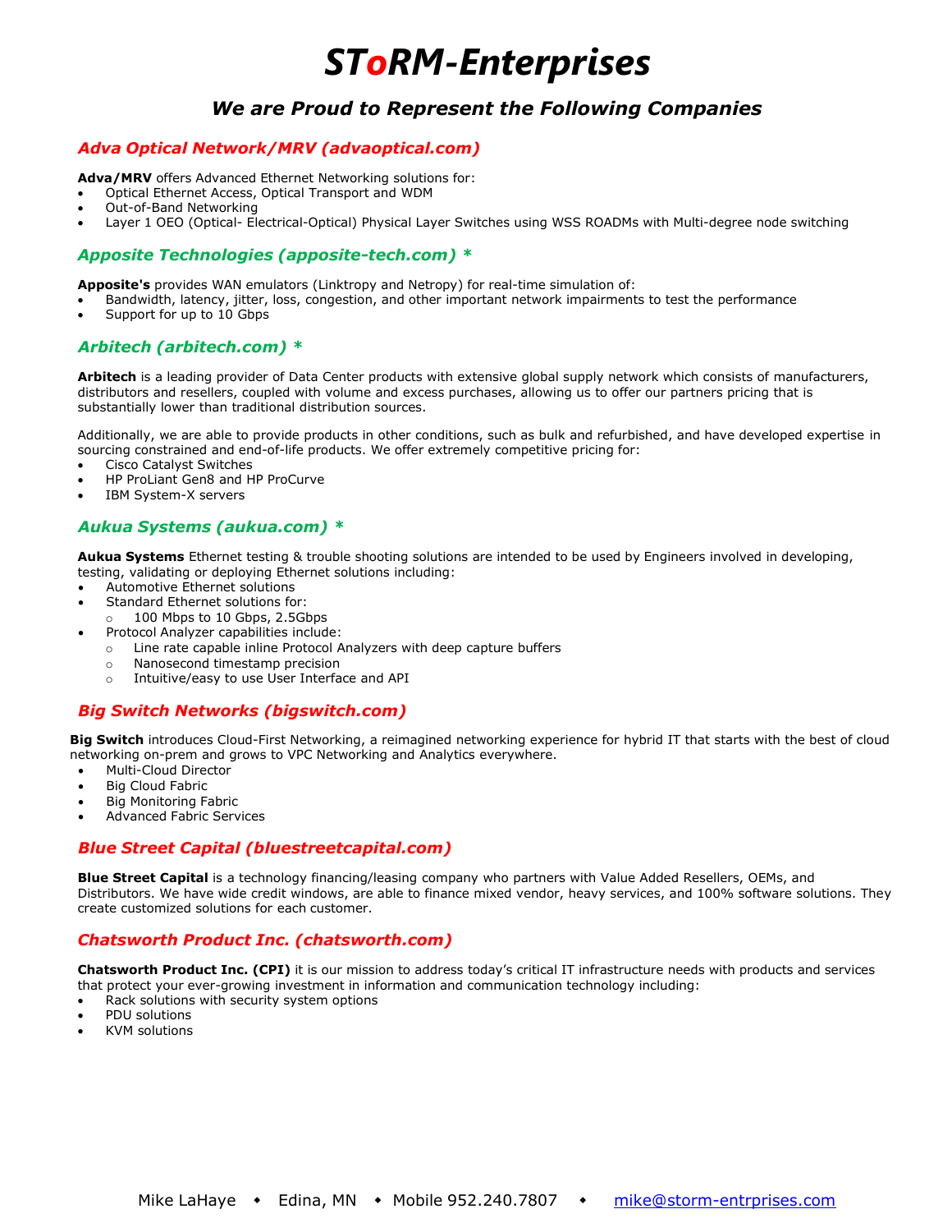# *ST*o*RM-Enterprises*

## *We are Proud to Represent the Following Companies*

### *Adva Optical Network/MRV (advaoptical.com)*

**Adva/MRV** offers Advanced Ethernet Networking solutions for:

- Optical Ethernet Access, Optical Transport and WDM
- Out-of-Band Networking
- Layer 1 OEO (Optical- Electrical-Optical) Physical Layer Switches using WSS ROADMs with Multi-degree node switching

### *Apposite Technologies (apposite-tech.com) **

**Apposite's** provides WAN emulators (Linktropy and Netropy) for real-time simulation of:

- Bandwidth, latency, jitter, loss, congestion, and other important network impairments to test the performance
- Support for up to 10 Gbps

### *Arbitech (arbitech.com) **

**Arbitech** is a leading provider of Data Center products with extensive global supply network which consists of manufacturers, distributors and resellers, coupled with volume and excess purchases, allowing us to offer our partners pricing that is substantially lower than traditional distribution sources.

Additionally, we are able to provide products in other conditions, such as bulk and refurbished, and have developed expertise in sourcing constrained and end-of-life products. We offer extremely competitive pricing for:

- Cisco Catalyst Switches
- HP ProLiant Gen8 and HP ProCurve
- IBM System-X servers

### *Aukua Systems (aukua.com) **

**Aukua Systems** Ethernet testing & trouble shooting solutions are intended to be used by Engineers involved in developing, testing, validating or deploying Ethernet solutions including:

- Automotive Ethernet solutions
- Standard Ethernet solutions for:
  - 100 Mbps to 10 Gbps, 2.5Gbps
- Protocol Analyzer capabilities include:
  - Line rate capable inline Protocol Analyzers with deep capture buffers
  - Nanosecond timestamp precision
  - Intuitive/easy to use User Interface and API

### *Big Switch Networks (bigswitch.com)*

**Big Switch** introduces Cloud-First Networking, a reimagined networking experience for hybrid IT that starts with the best of cloud networking on-prem and grows to VPC Networking and Analytics everywhere.

- Multi-Cloud Director
- Big Cloud Fabric
- Big Monitoring Fabric
- Advanced Fabric Services

### *Blue Street Capital (bluestreetcapital.com)*

**Blue Street Capital** is a technology financing/leasing company who partners with Value Added Resellers, OEMs, and Distributors. We have wide credit windows, are able to finance mixed vendor, heavy services, and 100% software solutions. They create customized solutions for each customer.

### *Chatsworth Product Inc. (chatsworth.com)*

**Chatsworth Product Inc. (CPI)** it is our mission to address today's critical IT infrastructure needs with products and services that protect your ever-growing investment in information and communication technology including:

- Rack solutions with security system options
- PDU solutions
- KVM solutions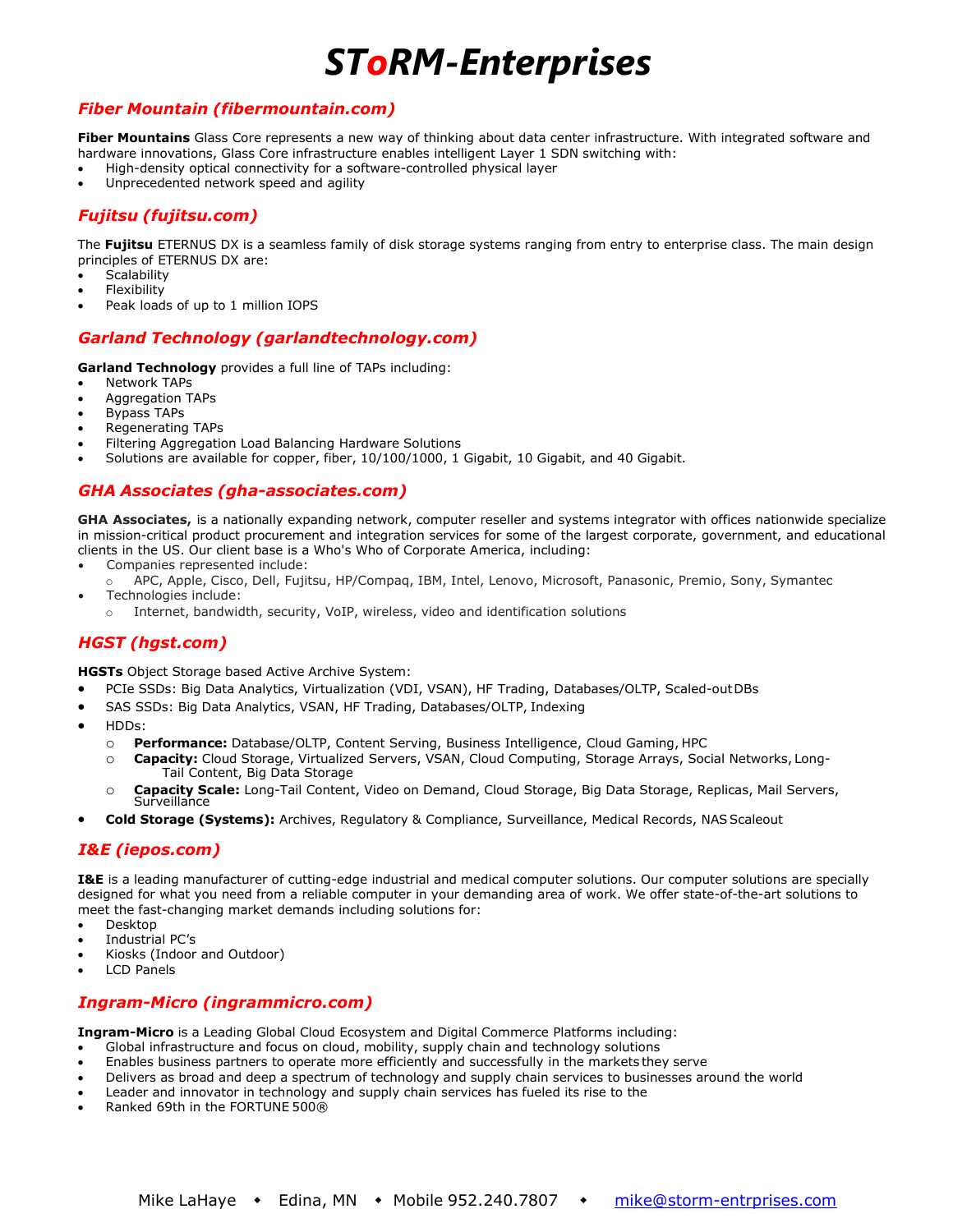# STоRM-Enterprises

### *Fiber Mountain (fibermountain.com)*

**Fiber Mountains** Glass Core represents a new way of thinking about data center infrastructure. With integrated software and hardware innovations, Glass Core infrastructure enables intelligent Layer 1 SDN switching with:

- High-density optical connectivity for a software-controlled physical layer
- Unprecedented network speed and agility

### *Fujitsu (fujitsu.com)*

The **Fujitsu** ETERNUS DX is a seamless family of disk storage systems ranging from entry to enterprise class. The main design principles of ETERNUS DX are:

- Scalability
- Flexibility
- Peak loads of up to 1 million IOPS

### *Garland Technology (garlandtechnology.com)*

**Garland Technology** provides a full line of TAPs including:

- Network TAPs
- Aggregation TAPs
- Bypass TAPs
- Regenerating TAPs
- Filtering Aggregation Load Balancing Hardware Solutions
- Solutions are available for copper, fiber, 10/100/1000, 1 Gigabit, 10 Gigabit, and 40 Gigabit.

### *GHA Associates (gha-associates.com)*

**GHA Associates,** is a nationally expanding network, computer reseller and systems integrator with offices nationwide specialize in mission-critical product procurement and integration services for some of the largest corporate, government, and educational clients in the US. Our client base is a Who's Who of Corporate America, including:

- Companies represented include:
  - APC, Apple, Cisco, Dell, Fujitsu, HP/Compaq, IBM, Intel, Lenovo, Microsoft, Panasonic, Premio, Sony, Symantec
- Technologies include:
  - Internet, bandwidth, security, VoIP, wireless, video and identification solutions

### *HGST (hgst.com)*

**HGSTs** Object Storage based Active Archive System:

- PCIe SSDs: Big Data Analytics, Virtualization (VDI, VSAN), HF Trading, Databases/OLTP, Scaled-out DBs
- SAS SSDs: Big Data Analytics, VSAN, HF Trading, Databases/OLTP, Indexing
- HDDs:
  - **Performance:** Database/OLTP, Content Serving, Business Intelligence, Cloud Gaming, HPC
  - **Capacity:** Cloud Storage, Virtualized Servers, VSAN, Cloud Computing, Storage Arrays, Social Networks, Long-Tail Content, Big Data Storage
  - **Capacity Scale:** Long-Tail Content, Video on Demand, Cloud Storage, Big Data Storage, Replicas, Mail Servers, Surveillance
- **Cold Storage (Systems):** Archives, Regulatory & Compliance, Surveillance, Medical Records, NAS Scaleout

### *I&E (iepos.com)*

**I&E** is a leading manufacturer of cutting-edge industrial and medical computer solutions. Our computer solutions are specially designed for what you need from a reliable computer in your demanding area of work. We offer state-of-the-art solutions to meet the fast-changing market demands including solutions for:

- Desktop
- Industrial PC's
- Kiosks (Indoor and Outdoor)
- LCD Panels

### *Ingram-Micro (ingrammicro.com)*

**Ingram-Micro** is a Leading Global Cloud Ecosystem and Digital Commerce Platforms including:

- Global infrastructure and focus on cloud, mobility, supply chain and technology solutions
- Enables business partners to operate more efficiently and successfully in the markets they serve
- Delivers as broad and deep a spectrum of technology and supply chain services to businesses around the world
- Leader and innovator in technology and supply chain services has fueled its rise to the
- Ranked 69th in the FORTUNE 500®

Mike LaHaye ◆ Edina, MN ◆ Mobile 952.240.7807 ◆ mike@storm-entrprises.com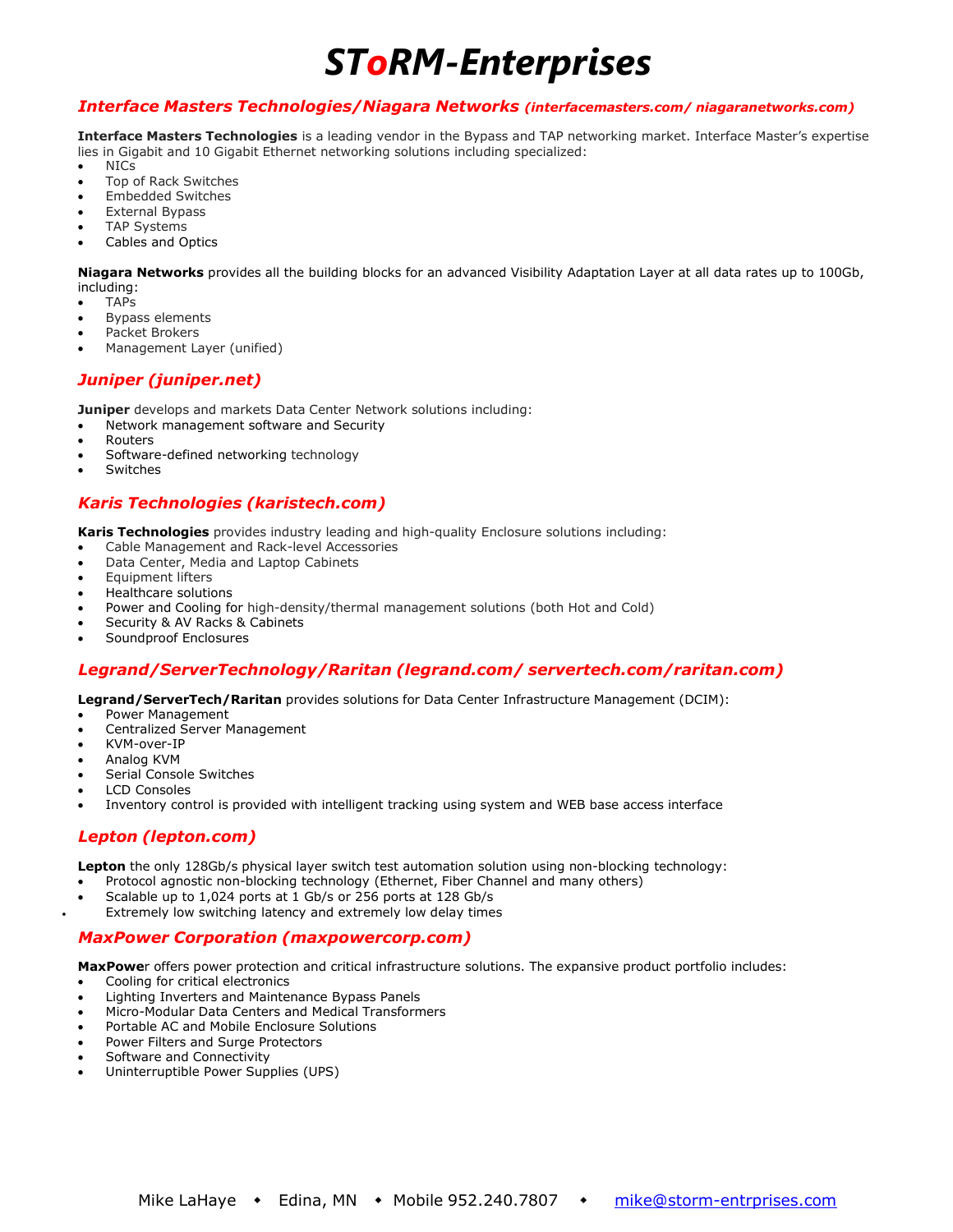# STORM-Enterprises

## *Interface Masters Technologies/Niagara Networks (interfacemasters.com/ niagaranetworks.com)*

**Interface Masters Technologies** is a leading vendor in the Bypass and TAP networking market. Interface Master's expertise lies in Gigabit and 10 Gigabit Ethernet networking solutions including specialized:

- NICs
- Top of Rack Switches
- Embedded Switches
- External Bypass
- TAP Systems
- Cables and Optics

**Niagara Networks** provides all the building blocks for an advanced Visibility Adaptation Layer at all data rates up to 100Gb, including:

- TAPs
- Bypass elements
- Packet Brokers
- Management Layer (unified)

## *Juniper (juniper.net)*

**Juniper** develops and markets Data Center Network solutions including:

- Network management software and Security
- Routers
- Software-defined networking technology
- Switches

## *Karis Technologies (karistech.com)*

**Karis Technologies** provides industry leading and high-quality Enclosure solutions including:

- Cable Management and Rack-level Accessories
- Data Center, Media and Laptop Cabinets
- Equipment lifters
- Healthcare solutions
- Power and Cooling for high-density/thermal management solutions (both Hot and Cold)
- Security & AV Racks & Cabinets
- Soundproof Enclosures

## *Legrand/ServerTechnology/Raritan (legrand.com/ servertech.com/raritan.com)*

**Legrand/ServerTech/Raritan** provides solutions for Data Center Infrastructure Management (DCIM):

- Power Management
- Centralized Server Management
- KVM-over-IP
- Analog KVM
- Serial Console Switches
- LCD Consoles
- Inventory control is provided with intelligent tracking using system and WEB base access interface

## *Lepton (lepton.com)*

**Lepton** the only 128Gb/s physical layer switch test automation solution using non-blocking technology:

- Protocol agnostic non-blocking technology (Ethernet, Fiber Channel and many others)
- Scalable up to 1,024 ports at 1 Gb/s or 256 ports at 128 Gb/s
- Extremely low switching latency and extremely low delay times

## *MaxPower Corporation (maxpowercorp.com)*

**MaxPowe**r offers power protection and critical infrastructure solutions. The expansive product portfolio includes:

- Cooling for critical electronics
- Lighting Inverters and Maintenance Bypass Panels
- Micro-Modular Data Centers and Medical Transformers
- Portable AC and Mobile Enclosure Solutions
- Power Filters and Surge Protectors
- Software and Connectivity
- Uninterruptible Power Supplies (UPS)

Mike LaHaye ◆ Edina, MN ◆ Mobile 952.240.7807 ◆ mike@storm-entrprises.com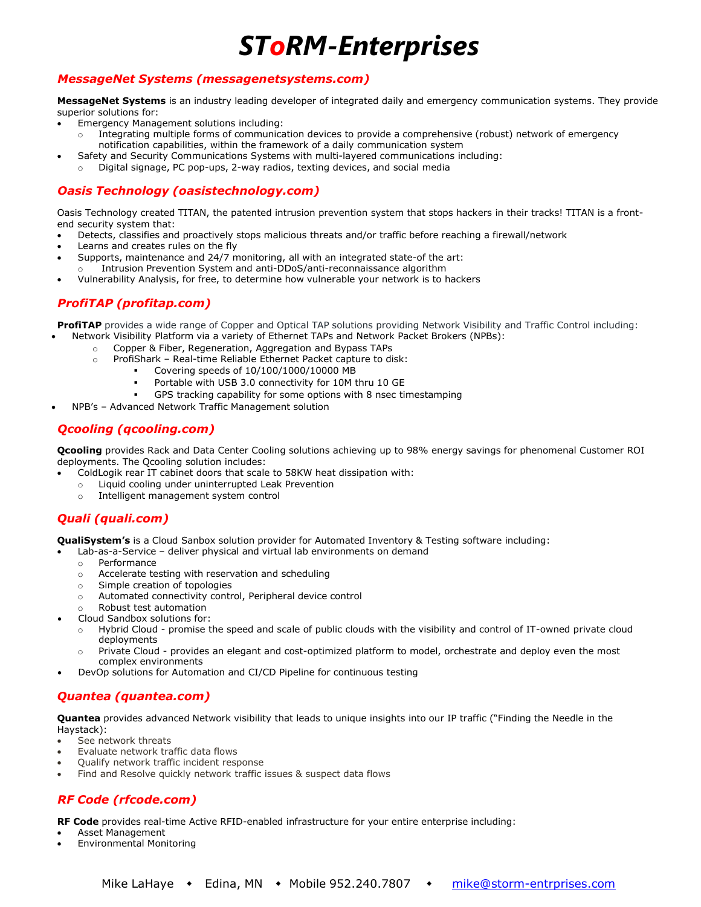# STORM-Enterprises

## *MessageNet Systems (messagenetsystems.com)*

**MessageNet Systems** is an industry leading developer of integrated daily and emergency communication systems. They provide superior solutions for:

- Emergency Management solutions including:
  - Integrating multiple forms of communication devices to provide a comprehensive (robust) network of emergency notification capabilities, within the framework of a daily communication system
- Safety and Security Communications Systems with multi-layered communications including:
  - Digital signage, PC pop-ups, 2-way radios, texting devices, and social media

## *Oasis Technology (oasistechnology.com)*

Oasis Technology created TITAN, the patented intrusion prevention system that stops hackers in their tracks! TITAN is a front-end security system that:

- Detects, classifies and proactively stops malicious threats and/or traffic before reaching a firewall/network
- Learns and creates rules on the fly
- Supports, maintenance and 24/7 monitoring, all with an integrated state-of the art:
  - Intrusion Prevention System and anti-DDoS/anti-reconnaissance algorithm
- Vulnerability Analysis, for free, to determine how vulnerable your network is to hackers

## *ProfiTAP (profitap.com)*

**ProfiTAP** provides a wide range of Copper and Optical TAP solutions providing Network Visibility and Traffic Control including:

- Network Visibility Platform via a variety of Ethernet TAPs and Network Packet Brokers (NPBs):
  - Copper & Fiber, Regeneration, Aggregation and Bypass TAPs
  - ProfiShark – Real-time Reliable Ethernet Packet capture to disk:
    - Covering speeds of 10/100/1000/10000 MB
    - Portable with USB 3.0 connectivity for 10M thru 10 GE
    - GPS tracking capability for some options with 8 nsec timestamping
- NPB's – Advanced Network Traffic Management solution

## *Qcooling (qcooling.com)*

**Qcooling** provides Rack and Data Center Cooling solutions achieving up to 98% energy savings for phenomenal Customer ROI deployments. The Qcooling solution includes:

- ColdLogik rear IT cabinet doors that scale to 58KW heat dissipation with:
  - Liquid cooling under uninterrupted Leak Prevention
  - Intelligent management system control

## *Quali (quali.com)*

**QualiSystem's** is a Cloud Sanbox solution provider for Automated Inventory & Testing software including:

- Lab-as-a-Service – deliver physical and virtual lab environments on demand
  - Performance
  - Accelerate testing with reservation and scheduling
  - Simple creation of topologies
  - Automated connectivity control, Peripheral device control
  - Robust test automation
- Cloud Sandbox solutions for:
  - Hybrid Cloud - promise the speed and scale of public clouds with the visibility and control of IT-owned private cloud deployments
  - Private Cloud - provides an elegant and cost-optimized platform to model, orchestrate and deploy even the most complex environments
- DevOp solutions for Automation and CI/CD Pipeline for continuous testing

## *Quantea (quantea.com)*

**Quantea** provides advanced Network visibility that leads to unique insights into our IP traffic ("Finding the Needle in the Haystack):

- See network threats
- Evaluate network traffic data flows
- Qualify network traffic incident response
- Find and Resolve quickly network traffic issues & suspect data flows

## *RF Code (rfcode.com)*

**RF Code** provides real-time Active RFID-enabled infrastructure for your entire enterprise including:

- Asset Management
- Environmental Monitoring

Mike LaHaye ◆ Edina, MN ◆ Mobile 952.240.7807 ◆ mike@storm-entrprises.com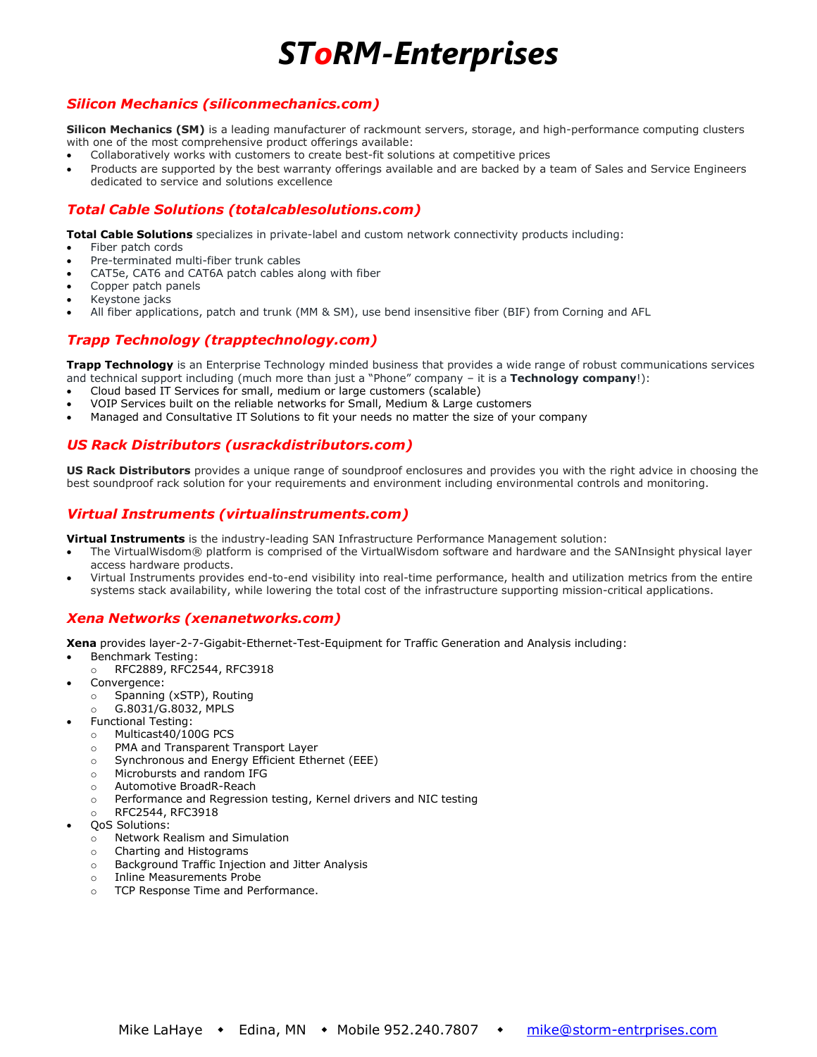# SToRM-Enterprises

## *Silicon Mechanics (siliconmechanics.com)*

**Silicon Mechanics (SM)** is a leading manufacturer of rackmount servers, storage, and high-performance computing clusters with one of the most comprehensive product offerings available:

- Collaboratively works with customers to create best-fit solutions at competitive prices
- Products are supported by the best warranty offerings available and are backed by a team of Sales and Service Engineers dedicated to service and solutions excellence

## *Total Cable Solutions (totalcablesolutions.com)*

**Total Cable Solutions** specializes in private-label and custom network connectivity products including:

- Fiber patch cords
- Pre-terminated multi-fiber trunk cables
- CAT5e, CAT6 and CAT6A patch cables along with fiber
- Copper patch panels
- Keystone jacks
- All fiber applications, patch and trunk (MM & SM), use bend insensitive fiber (BIF) from Corning and AFL

## *Trapp Technology (trapptechnology.com)*

**Trapp Technology** is an Enterprise Technology minded business that provides a wide range of robust communications services and technical support including (much more than just a "Phone" company – it is a **Technology company**!):

- Cloud based IT Services for small, medium or large customers (scalable)
- VOIP Services built on the reliable networks for Small, Medium & Large customers
- Managed and Consultative IT Solutions to fit your needs no matter the size of your company

## *US Rack Distributors (usrackdistributors.com)*

**US Rack Distributors** provides a unique range of soundproof enclosures and provides you with the right advice in choosing the best soundproof rack solution for your requirements and environment including environmental controls and monitoring.

## *Virtual Instruments (virtualinstruments.com)*

**Virtual Instruments** is the industry-leading SAN Infrastructure Performance Management solution:

- The VirtualWisdom® platform is comprised of the VirtualWisdom software and hardware and the SANInsight physical layer access hardware products.
- Virtual Instruments provides end-to-end visibility into real-time performance, health and utilization metrics from the entire systems stack availability, while lowering the total cost of the infrastructure supporting mission-critical applications.

## *Xena Networks (xenanetworks.com)*

**Xena** provides layer-2-7-Gigabit-Ethernet-Test-Equipment for Traffic Generation and Analysis including:

- Benchmark Testing:
  - RFC2889, RFC2544, RFC3918
- Convergence:
  - Spanning (xSTP), Routing
  - G.8031/G.8032, MPLS
- Functional Testing:
  - Multicast40/100G PCS
  - PMA and Transparent Transport Layer
  - Synchronous and Energy Efficient Ethernet (EEE)
  - Microbursts and random IFG
  - Automotive BroadR-Reach
  - Performance and Regression testing, Kernel drivers and NIC testing
  - RFC2544, RFC3918
- QoS Solutions:
  - Network Realism and Simulation
  - Charting and Histograms
  - Background Traffic Injection and Jitter Analysis
  - Inline Measurements Probe
  - TCP Response Time and Performance.

Mike LaHaye ◆ Edina, MN ◆ Mobile 952.240.7807 ◆ mike@storm-entrprises.com